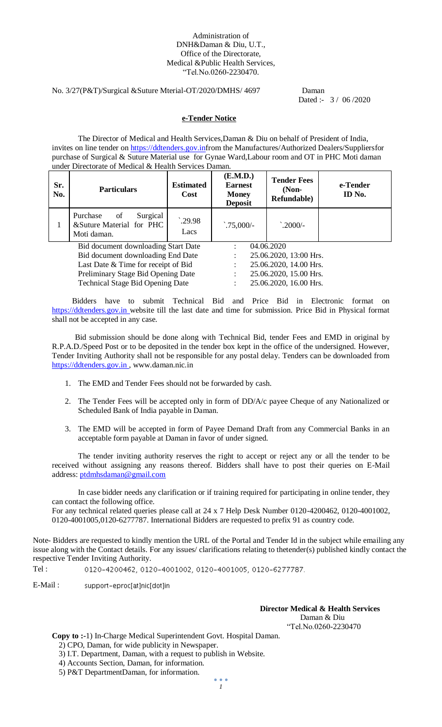Administration of
DNH&Daman & Diu, U.T.,
Office of the Directorate,
Medical &Public Health Services,
"Tel.No.0260-2230470.

No. 3/27(P&T)/Surgical &Suture Mterial-OT/2020/DMHS/ 4697 Daman

Dated :- 3 / 06 /2020

## e-Tender Notice

The Director of Medical and Health Services,Daman & Diu on behalf of President of India, invites on line tender on https://ddtenders.gov.infrom the Manufactures/Authorized Dealers/Suppliersfor purchase of Surgical & Suture Material use for Gynae Ward,Labour room and OT in PHC Moti daman under Directorate of Medical & Health Services Daman.

| Sr. No. | Particulars | Estimated Cost | (E.M.D.) Earnest Money Deposit | Tender Fees (Non-Refundable) | e-Tender ID No. |
|---|---|---|---|---|---|
| 1 | Purchase of Surgical &Suture Material for PHC Moti daman. | `.29.98 Lacs | `.75,000/- | `.2000/- | |

| | | |
|---|---|---|
| Bid document downloading Start Date | : | 04.06.2020 |
| Bid document downloading End Date | : | 25.06.2020, 13:00 Hrs. |
| Last Date & Time for receipt of Bid | : | 25.06.2020, 14.00 Hrs. |
| Preliminary Stage Bid Opening Date | : | 25.06.2020, 15.00 Hrs. |
| Technical Stage Bid Opening Date | : | 25.06.2020, 16.00 Hrs. |

Bidders have to submit Technical Bid and Price Bid in Electronic format on https://ddtenders.gov.in website till the last date and time for submission. Price Bid in Physical format shall not be accepted in any case.

Bid submission should be done along with Technical Bid, tender Fees and EMD in original by R.P.A.D./Speed Post or to be deposited in the tender box kept in the office of the undersigned. However, Tender Inviting Authority shall not be responsible for any postal delay. Tenders can be downloaded from https://ddtenders.gov.in , www.daman.nic.in

1. The EMD and Tender Fees should not be forwarded by cash.
2. The Tender Fees will be accepted only in form of DD/A/c payee Cheque of any Nationalized or Scheduled Bank of India payable in Daman.
3. The EMD will be accepted in form of Payee Demand Draft from any Commercial Banks in an acceptable form payable at Daman in favor of under signed.

The tender inviting authority reserves the right to accept or reject any or all the tender to be received without assigning any reasons thereof. Bidders shall have to post their queries on E-Mail address: ptdmhsdaman@gmail.com

In case bidder needs any clarification or if training required for participating in online tender, they can contact the following office.

For any technical related queries please call at 24 x 7 Help Desk Number 0120-4200462, 0120-4001002, 0120-4001005,0120-6277787. International Bidders are requested to prefix 91 as country code.

Note- Bidders are requested to kindly mention the URL of the Portal and Tender Id in the subject while emailing any issue along with the Contact details. For any issues/ clarifications relating to thetender(s) published kindly contact the respective Tender Inviting Authority.

Tel : 0120-4200462, 0120-4001002, 0120-4001005, 0120-6277787.

E-Mail : support-eproc[at]nic[dot]in

**Director Medical & Health Services**
Daman & Diu
"Tel.No.0260-2230470

**Copy to :-**1) In-Charge Medical Superintendent Govt. Hospital Daman.
2) CPO, Daman, for wide publicity in Newspaper.
3) I.T. Department, Daman, with a request to publish in Website.
4) Accounts Section, Daman, for information.
5) P&T DepartmentDaman, for information.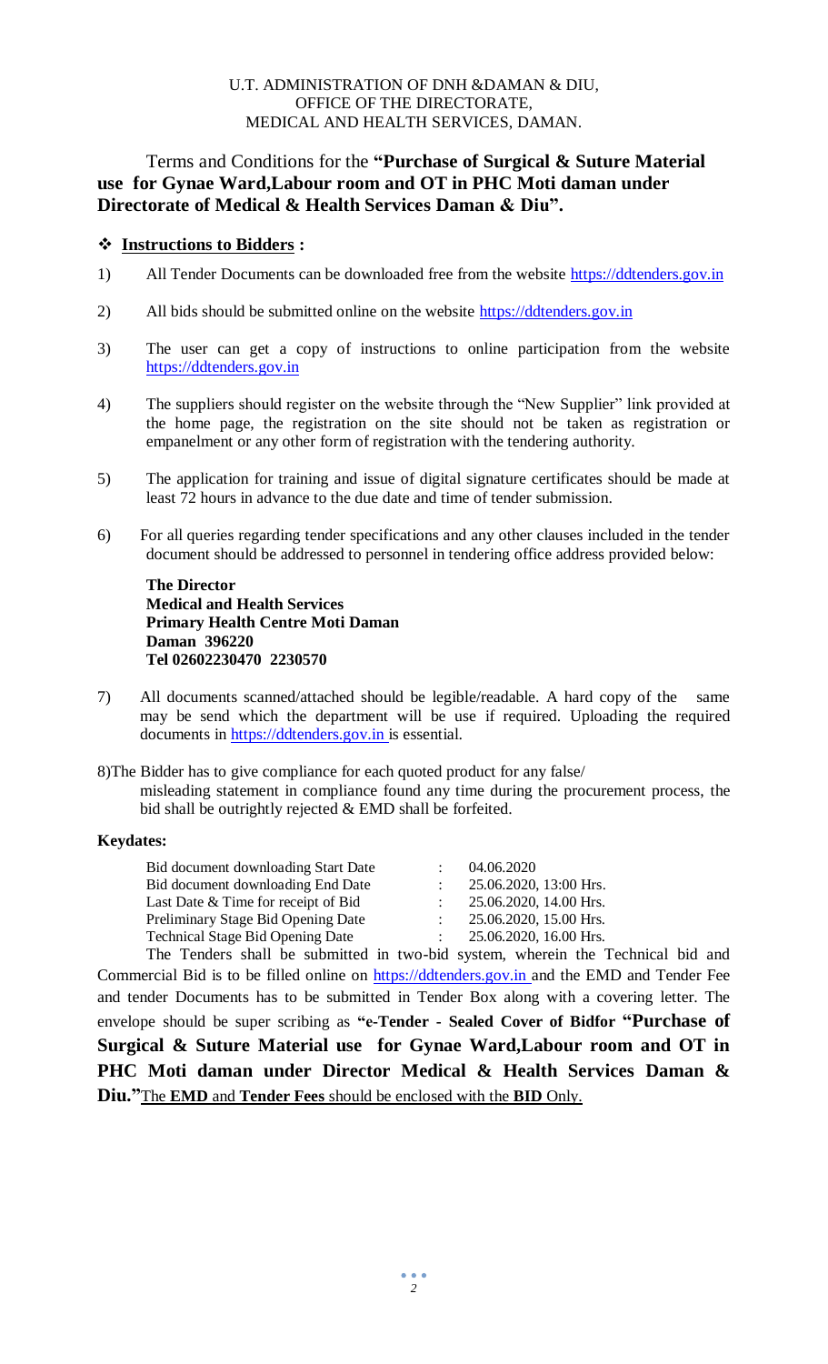U.T. ADMINISTRATION OF DNH &DAMAN & DIU,
OFFICE OF THE DIRECTORATE,
MEDICAL AND HEALTH SERVICES, DAMAN.

Terms and Conditions for the **"Purchase of Surgical & Suture Material use for Gynae Ward,Labour room and OT in PHC Moti daman under Directorate of Medical & Health Services Daman & Diu".**

## ❖ **Instructions to Bidders :**

1) All Tender Documents can be downloaded free from the website https://ddtenders.gov.in

2) All bids should be submitted online on the website https://ddtenders.gov.in

3) The user can get a copy of instructions to online participation from the website https://ddtenders.gov.in

4) The suppliers should register on the website through the "New Supplier" link provided at the home page, the registration on the site should not be taken as registration or empanelment or any other form of registration with the tendering authority.

5) The application for training and issue of digital signature certificates should be made at least 72 hours in advance to the due date and time of tender submission.

6) For all queries regarding tender specifications and any other clauses included in the tender document should be addressed to personnel in tendering office address provided below:

   **The Director**
   **Medical and Health Services**
   **Primary Health Centre Moti Daman**
   **Daman 396220**
   **Tel 02602230470 2230570**

7) All documents scanned/attached should be legible/readable. A hard copy of the same may be send which the department will be use if required. Uploading the required documents in https://ddtenders.gov.in is essential.

8) The Bidder has to give compliance for each quoted product for any false/ misleading statement in compliance found any time during the procurement process, the bid shall be outrightly rejected & EMD shall be forfeited.

**Keydates:**

| | | |
|---|---|---|
| Bid document downloading Start Date | : | 04.06.2020 |
| Bid document downloading End Date | : | 25.06.2020, 13:00 Hrs. |
| Last Date & Time for receipt of Bid | : | 25.06.2020, 14.00 Hrs. |
| Preliminary Stage Bid Opening Date | : | 25.06.2020, 15.00 Hrs. |
| Technical Stage Bid Opening Date | : | 25.06.2020, 16.00 Hrs. |

The Tenders shall be submitted in two-bid system, wherein the Technical bid and Commercial Bid is to be filled online on https://ddtenders.gov.in and the EMD and Tender Fee and tender Documents has to be submitted in Tender Box along with a covering letter. The envelope should be super scribing as **"e-Tender - Sealed Cover of Bidfor "Purchase of Surgical & Suture Material use for Gynae Ward,Labour room and OT in PHC Moti daman under Director Medical & Health Services Daman & Diu."**The **EMD** and **Tender Fees** should be enclosed with the **BID** Only.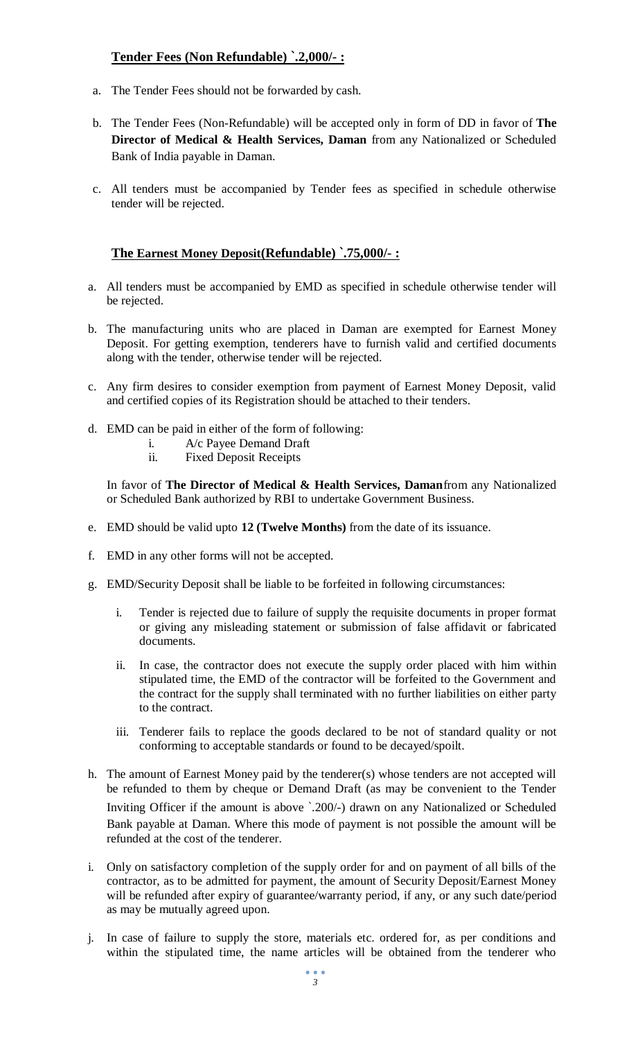**Tender Fees (Non Refundable) `.2,000/- :**

a. The Tender Fees should not be forwarded by cash.

b. The Tender Fees (Non-Refundable) will be accepted only in form of DD in favor of **The Director of Medical & Health Services, Daman** from any Nationalized or Scheduled Bank of India payable in Daman.

c. All tenders must be accompanied by Tender fees as specified in schedule otherwise tender will be rejected.

**The Earnest Money Deposit(Refundable) `.75,000/- :**

a. All tenders must be accompanied by EMD as specified in schedule otherwise tender will be rejected.

b. The manufacturing units who are placed in Daman are exempted for Earnest Money Deposit. For getting exemption, tenderers have to furnish valid and certified documents along with the tender, otherwise tender will be rejected.

c. Any firm desires to consider exemption from payment of Earnest Money Deposit, valid and certified copies of its Registration should be attached to their tenders.

d. EMD can be paid in either of the form of following:
   i. A/c Payee Demand Draft
   ii. Fixed Deposit Receipts

   In favor of **The Director of Medical & Health Services, Daman**from any Nationalized or Scheduled Bank authorized by RBI to undertake Government Business.

e. EMD should be valid upto **12 (Twelve Months)** from the date of its issuance.

f. EMD in any other forms will not be accepted.

g. EMD/Security Deposit shall be liable to be forfeited in following circumstances:

   i. Tender is rejected due to failure of supply the requisite documents in proper format or giving any misleading statement or submission of false affidavit or fabricated documents.

   ii. In case, the contractor does not execute the supply order placed with him within stipulated time, the EMD of the contractor will be forfeited to the Government and the contract for the supply shall terminated with no further liabilities on either party to the contract.

   iii. Tenderer fails to replace the goods declared to be not of standard quality or not conforming to acceptable standards or found to be decayed/spoilt.

h. The amount of Earnest Money paid by the tenderer(s) whose tenders are not accepted will be refunded to them by cheque or Demand Draft (as may be convenient to the Tender Inviting Officer if the amount is above `.200/-) drawn on any Nationalized or Scheduled Bank payable at Daman. Where this mode of payment is not possible the amount will be refunded at the cost of the tenderer.

i. Only on satisfactory completion of the supply order for and on payment of all bills of the contractor, as to be admitted for payment, the amount of Security Deposit/Earnest Money will be refunded after expiry of guarantee/warranty period, if any, or any such date/period as may be mutually agreed upon.

j. In case of failure to supply the store, materials etc. ordered for, as per conditions and within the stipulated time, the name articles will be obtained from the tenderer who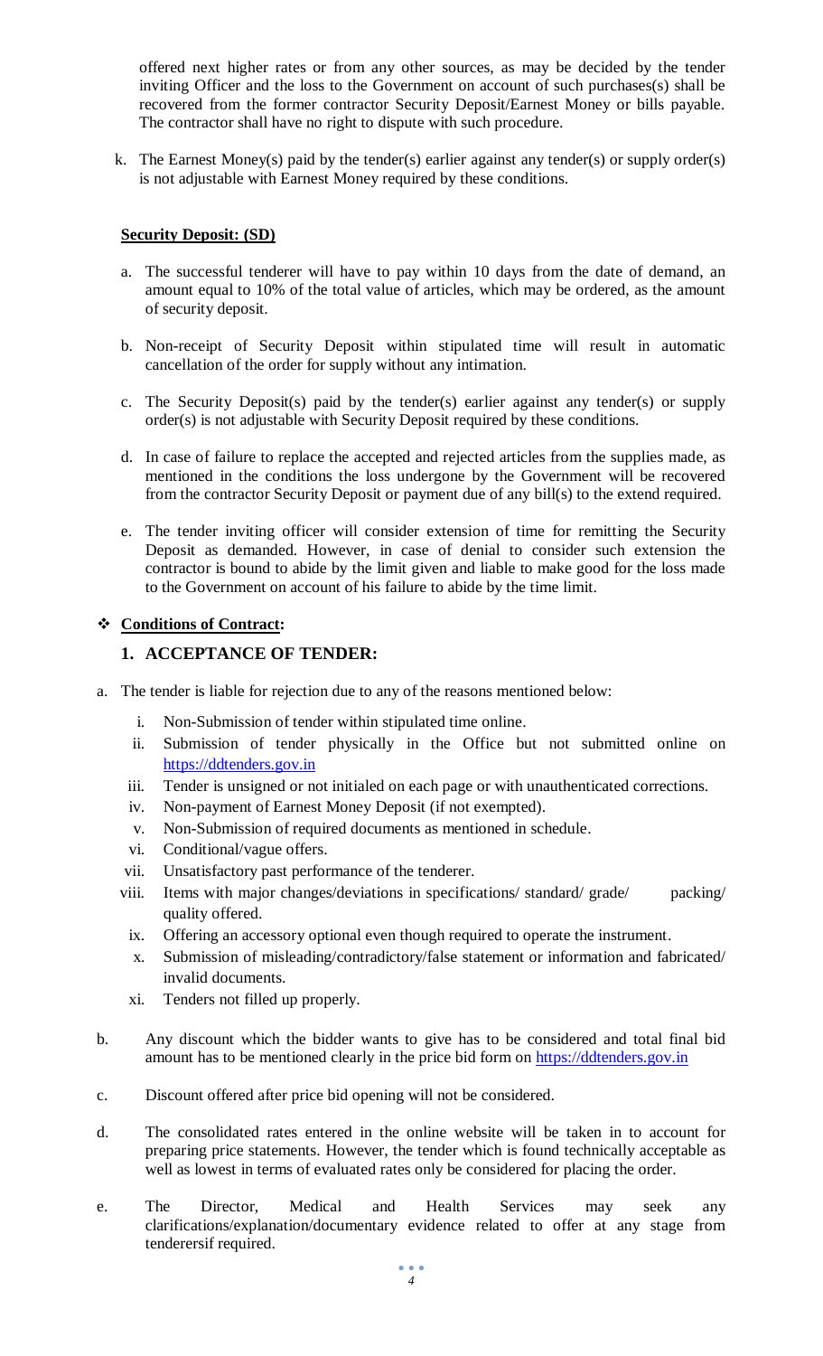offered next higher rates or from any other sources, as may be decided by the tender inviting Officer and the loss to the Government on account of such purchases(s) shall be recovered from the former contractor Security Deposit/Earnest Money or bills payable. The contractor shall have no right to dispute with such procedure.

k. The Earnest Money(s) paid by the tender(s) earlier against any tender(s) or supply order(s) is not adjustable with Earnest Money required by these conditions.

**Security Deposit: (SD)**

a. The successful tenderer will have to pay within 10 days from the date of demand, an amount equal to 10% of the total value of articles, which may be ordered, as the amount of security deposit.

b. Non-receipt of Security Deposit within stipulated time will result in automatic cancellation of the order for supply without any intimation.

c. The Security Deposit(s) paid by the tender(s) earlier against any tender(s) or supply order(s) is not adjustable with Security Deposit required by these conditions.

d. In case of failure to replace the accepted and rejected articles from the supplies made, as mentioned in the conditions the loss undergone by the Government will be recovered from the contractor Security Deposit or payment due of any bill(s) to the extend required.

e. The tender inviting officer will consider extension of time for remitting the Security Deposit as demanded. However, in case of denial to consider such extension the contractor is bound to abide by the limit given and liable to make good for the loss made to the Government on account of his failure to abide by the time limit.

❖ **Conditions of Contract:**

## 1. ACCEPTANCE OF TENDER:

a. The tender is liable for rejection due to any of the reasons mentioned below:

   i. Non-Submission of tender within stipulated time online.
   ii. Submission of tender physically in the Office but not submitted online on https://ddtenders.gov.in
   iii. Tender is unsigned or not initialed on each page or with unauthenticated corrections.
   iv. Non-payment of Earnest Money Deposit (if not exempted).
   v. Non-Submission of required documents as mentioned in schedule.
   vi. Conditional/vague offers.
   vii. Unsatisfactory past performance of the tenderer.
   viii. Items with major changes/deviations in specifications/ standard/ grade/ packing/ quality offered.
   ix. Offering an accessory optional even though required to operate the instrument.
   x. Submission of misleading/contradictory/false statement or information and fabricated/ invalid documents.
   xi. Tenders not filled up properly.

b. Any discount which the bidder wants to give has to be considered and total final bid amount has to be mentioned clearly in the price bid form on https://ddtenders.gov.in

c. Discount offered after price bid opening will not be considered.

d. The consolidated rates entered in the online website will be taken in to account for preparing price statements. However, the tender which is found technically acceptable as well as lowest in terms of evaluated rates only be considered for placing the order.

e. The Director, Medical and Health Services may seek any clarifications/explanation/documentary evidence related to offer at any stage from tenderersif required.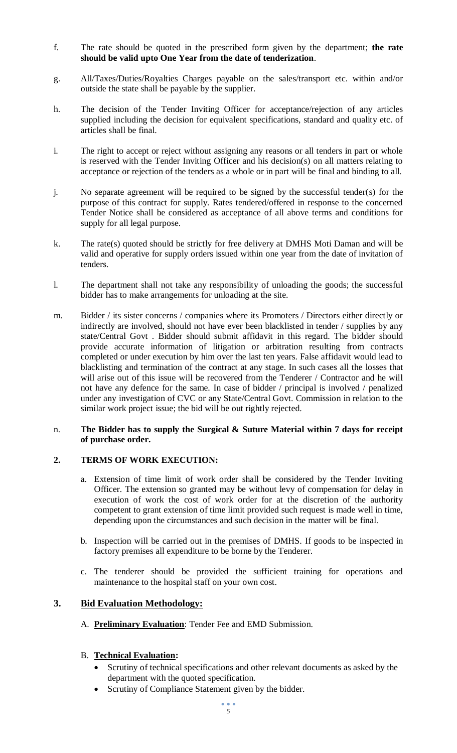f. The rate should be quoted in the prescribed form given by the department; **the rate should be valid upto One Year from the date of tenderization**.

g. All/Taxes/Duties/Royalties Charges payable on the sales/transport etc. within and/or outside the state shall be payable by the supplier.

h. The decision of the Tender Inviting Officer for acceptance/rejection of any articles supplied including the decision for equivalent specifications, standard and quality etc. of articles shall be final.

i. The right to accept or reject without assigning any reasons or all tenders in part or whole is reserved with the Tender Inviting Officer and his decision(s) on all matters relating to acceptance or rejection of the tenders as a whole or in part will be final and binding to all.

j. No separate agreement will be required to be signed by the successful tender(s) for the purpose of this contract for supply. Rates tendered/offered in response to the concerned Tender Notice shall be considered as acceptance of all above terms and conditions for supply for all legal purpose.

k. The rate(s) quoted should be strictly for free delivery at DMHS Moti Daman and will be valid and operative for supply orders issued within one year from the date of invitation of tenders.

l. The department shall not take any responsibility of unloading the goods; the successful bidder has to make arrangements for unloading at the site.

m. Bidder / its sister concerns / companies where its Promoters / Directors either directly or indirectly are involved, should not have ever been blacklisted in tender / supplies by any state/Central Govt . Bidder should submit affidavit in this regard. The bidder should provide accurate information of litigation or arbitration resulting from contracts completed or under execution by him over the last ten years. False affidavit would lead to blacklisting and termination of the contract at any stage. In such cases all the losses that will arise out of this issue will be recovered from the Tenderer / Contractor and he will not have any defence for the same. In case of bidder / principal is involved / penalized under any investigation of CVC or any State/Central Govt. Commission in relation to the similar work project issue; the bid will be out rightly rejected.

n. **The Bidder has to supply the Surgical & Suture Material within 7 days for receipt of purchase order.**

## 2. TERMS OF WORK EXECUTION:

a. Extension of time limit of work order shall be considered by the Tender Inviting Officer. The extension so granted may be without levy of compensation for delay in execution of work the cost of work order for at the discretion of the authority competent to grant extension of time limit provided such request is made well in time, depending upon the circumstances and such decision in the matter will be final.

b. Inspection will be carried out in the premises of DMHS. If goods to be inspected in factory premises all expenditure to be borne by the Tenderer.

c. The tenderer should be provided the sufficient training for operations and maintenance to the hospital staff on your own cost.

## 3. Bid Evaluation Methodology:

A. **Preliminary Evaluation**: Tender Fee and EMD Submission.

B. **Technical Evaluation:**

- Scrutiny of technical specifications and other relevant documents as asked by the department with the quoted specification.
- Scrutiny of Compliance Statement given by the bidder.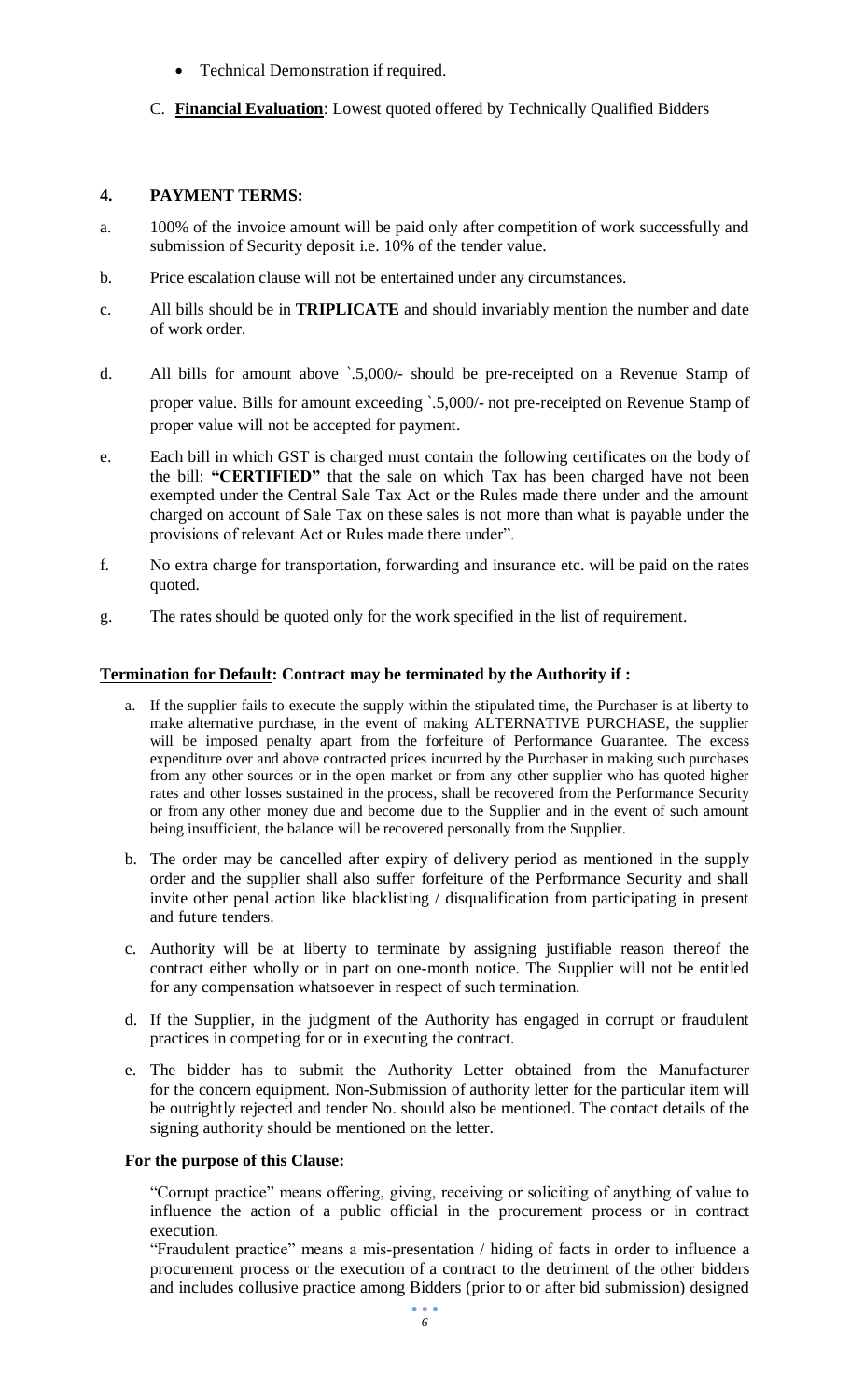- Technical Demonstration if required.

C. **Financial Evaluation**: Lowest quoted offered by Technically Qualified Bidders

### 4. PAYMENT TERMS:

a. 100% of the invoice amount will be paid only after competition of work successfully and submission of Security deposit i.e. 10% of the tender value.

b. Price escalation clause will not be entertained under any circumstances.

c. All bills should be in **TRIPLICATE** and should invariably mention the number and date of work order.

d. All bills for amount above `.5,000/- should be pre-receipted on a Revenue Stamp of proper value. Bills for amount exceeding `.5,000/- not pre-receipted on Revenue Stamp of proper value will not be accepted for payment.

e. Each bill in which GST is charged must contain the following certificates on the body of the bill: **"CERTIFIED"** that the sale on which Tax has been charged have not been exempted under the Central Sale Tax Act or the Rules made there under and the amount charged on account of Sale Tax on these sales is not more than what is payable under the provisions of relevant Act or Rules made there under".

f. No extra charge for transportation, forwarding and insurance etc. will be paid on the rates quoted.

g. The rates should be quoted only for the work specified in the list of requirement.

**Termination for Default: Contract may be terminated by the Authority if :**

a. If the supplier fails to execute the supply within the stipulated time, the Purchaser is at liberty to make alternative purchase, in the event of making ALTERNATIVE PURCHASE, the supplier will be imposed penalty apart from the forfeiture of Performance Guarantee. The excess expenditure over and above contracted prices incurred by the Purchaser in making such purchases from any other sources or in the open market or from any other supplier who has quoted higher rates and other losses sustained in the process, shall be recovered from the Performance Security or from any other money due and become due to the Supplier and in the event of such amount being insufficient, the balance will be recovered personally from the Supplier.

b. The order may be cancelled after expiry of delivery period as mentioned in the supply order and the supplier shall also suffer forfeiture of the Performance Security and shall invite other penal action like blacklisting / disqualification from participating in present and future tenders.

c. Authority will be at liberty to terminate by assigning justifiable reason thereof the contract either wholly or in part on one-month notice. The Supplier will not be entitled for any compensation whatsoever in respect of such termination.

d. If the Supplier, in the judgment of the Authority has engaged in corrupt or fraudulent practices in competing for or in executing the contract.

e. The bidder has to submit the Authority Letter obtained from the Manufacturer for the concern equipment. Non-Submission of authority letter for the particular item will be outrightly rejected and tender No. should also be mentioned. The contact details of the signing authority should be mentioned on the letter.

**For the purpose of this Clause:**

"Corrupt practice" means offering, giving, receiving or soliciting of anything of value to influence the action of a public official in the procurement process or in contract execution.

"Fraudulent practice" means a mis-presentation / hiding of facts in order to influence a procurement process or the execution of a contract to the detriment of the other bidders and includes collusive practice among Bidders (prior to or after bid submission) designed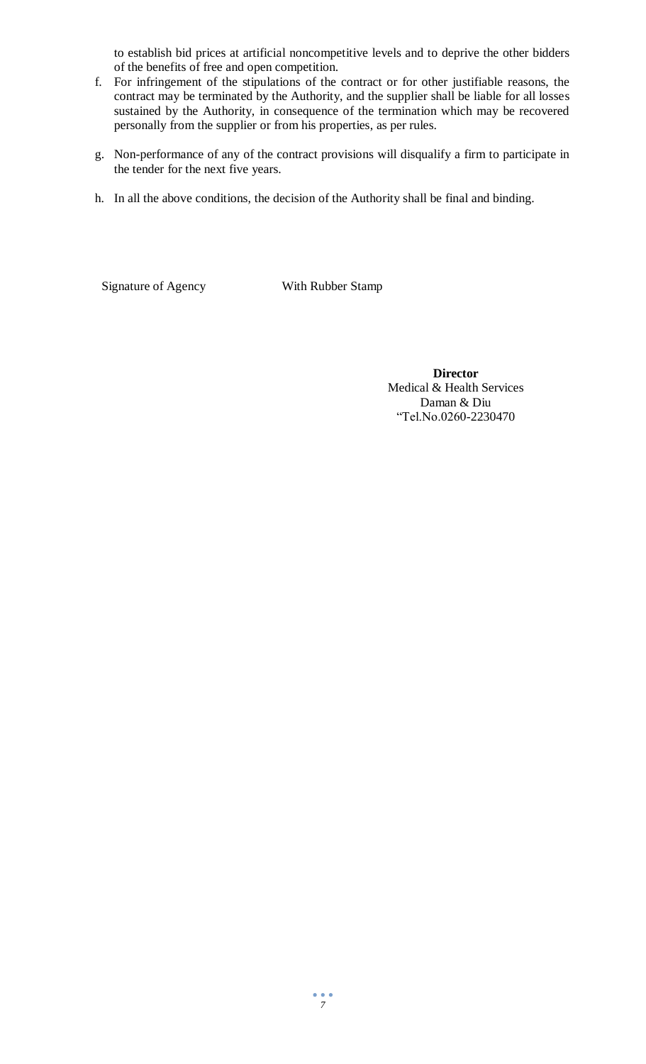to establish bid prices at artificial noncompetitive levels and to deprive the other bidders of the benefits of free and open competition.

f. For infringement of the stipulations of the contract or for other justifiable reasons, the contract may be terminated by the Authority, and the supplier shall be liable for all losses sustained by the Authority, in consequence of the termination which may be recovered personally from the supplier or from his properties, as per rules.

g. Non-performance of any of the contract provisions will disqualify a firm to participate in the tender for the next five years.

h. In all the above conditions, the decision of the Authority shall be final and binding.

Signature of Agency With Rubber Stamp

**Director**
Medical & Health Services
Daman & Diu
"Tel.No.0260-2230470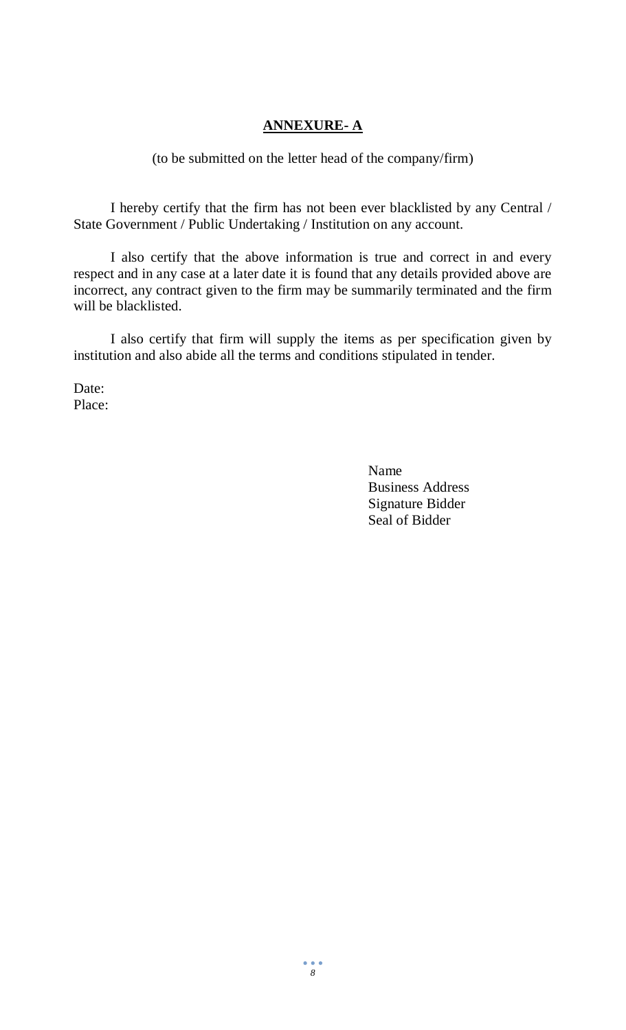## ANNEXURE- A

(to be submitted on the letter head of the company/firm)

I hereby certify that the firm has not been ever blacklisted by any Central / State Government / Public Undertaking / Institution on any account.

I also certify that the above information is true and correct in and every respect and in any case at a later date it is found that any details provided above are incorrect, any contract given to the firm may be summarily terminated and the firm will be blacklisted.

I also certify that firm will supply the items as per specification given by institution and also abide all the terms and conditions stipulated in tender.

Date:
Place:

Name
Business Address
Signature Bidder
Seal of Bidder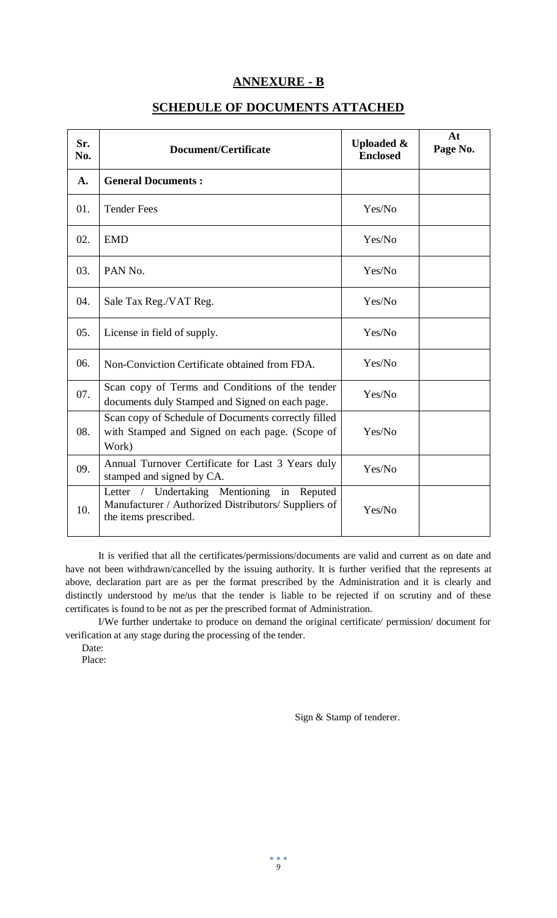## ANNEXURE - B

## SCHEDULE OF DOCUMENTS ATTACHED

| Sr. No. | Document/Certificate | Uploaded & Enclosed | At Page No. |
|---|---|---|---|
| **A.** | **General Documents :** | | |
| 01. | Tender Fees | Yes/No | |
| 02. | EMD | Yes/No | |
| 03. | PAN No. | Yes/No | |
| 04. | Sale Tax Reg./VAT Reg. | Yes/No | |
| 05. | License in field of supply. | Yes/No | |
| 06. | Non-Conviction Certificate obtained from FDA. | Yes/No | |
| 07. | Scan copy of Terms and Conditions of the tender documents duly Stamped and Signed on each page. | Yes/No | |
| 08. | Scan copy of Schedule of Documents correctly filled with Stamped and Signed on each page. (Scope of Work) | Yes/No | |
| 09. | Annual Turnover Certificate for Last 3 Years duly stamped and signed by CA. | Yes/No | |
| 10. | Letter / Undertaking Mentioning in Reputed Manufacturer / Authorized Distributors/ Suppliers of the items prescribed. | Yes/No | |

It is verified that all the certificates/permissions/documents are valid and current as on date and have not been withdrawn/cancelled by the issuing authority. It is further verified that the represents at above, declaration part are as per the format prescribed by the Administration and it is clearly and distinctly understood by me/us that the tender is liable to be rejected if on scrutiny and of these certificates is found to be not as per the prescribed format of Administration.

I/We further undertake to produce on demand the original certificate/ permission/ document for verification at any stage during the processing of the tender.

Date:

Place:

Sign & Stamp of tenderer.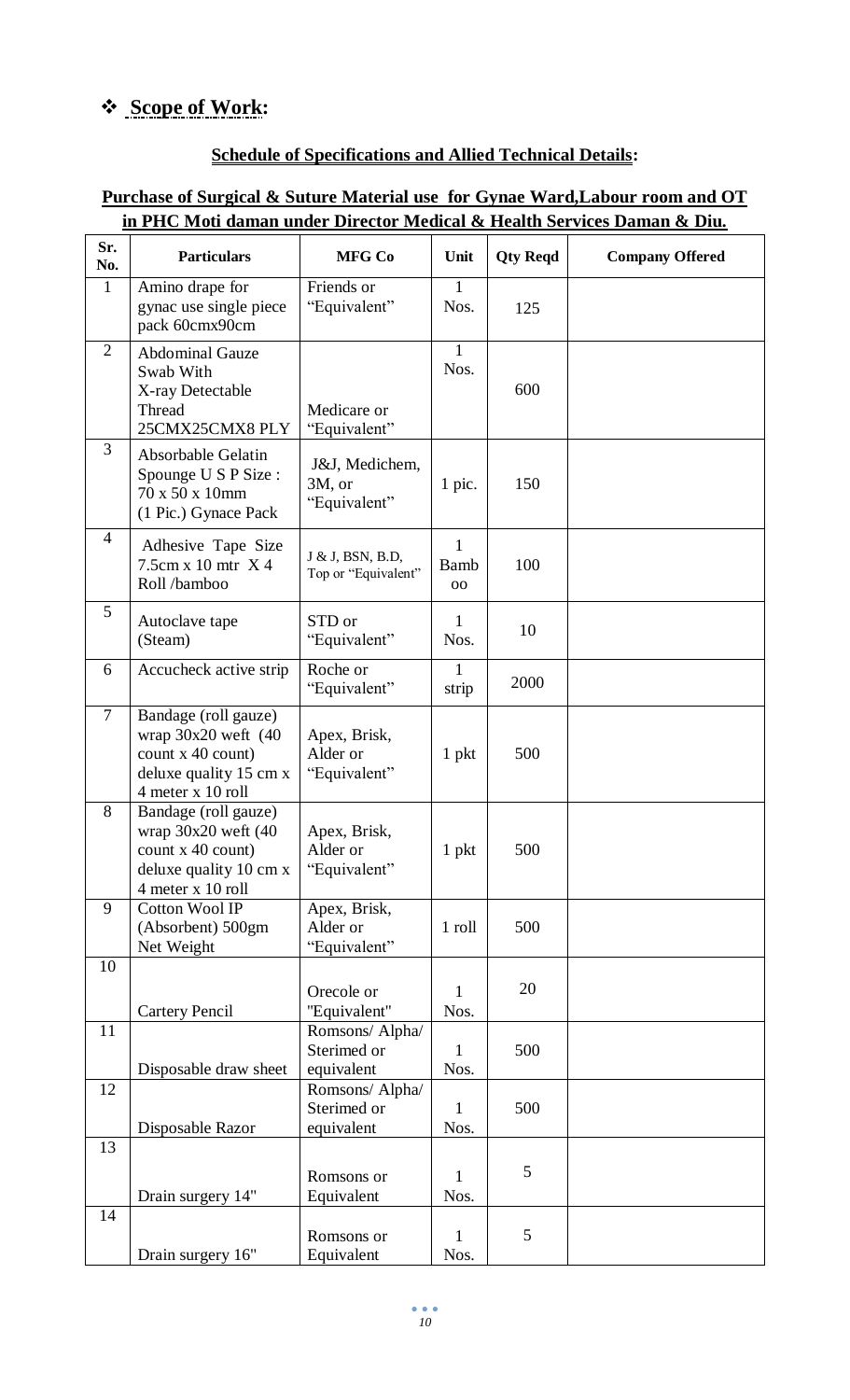## ❖ Scope of Work:

### Schedule of Specifications and Allied Technical Details:

### Purchase of Surgical & Suture Material use for Gynae Ward,Labour room and OT in PHC Moti daman under Director Medical & Health Services Daman & Diu.

| Sr. No. | Particulars | MFG Co | Unit | Qty Reqd | Company Offered |
|---|---|---|---|---|---|
| 1 | Amino drape for gynac use single piece pack 60cmx90cm | Friends or "Equivalent" | 1 Nos. | 125 | |
| 2 | Abdominal Gauze Swab With X-ray Detectable Thread 25CMX25CMX8 PLY | Medicare or "Equivalent" | 1 Nos. | 600 | |
| 3 | Absorbable Gelatin Spounge U S P Size : 70 x 50 x 10mm (1 Pic.) Gynace Pack | J&J, Medichem, 3M, or "Equivalent" | 1 pic. | 150 | |
| 4 | Adhesive Tape Size 7.5cm x 10 mtr X 4 Roll /bamboo | J & J, BSN, B.D, Top or "Equivalent" | 1 Bamboo | 100 | |
| 5 | Autoclave tape (Steam) | STD or "Equivalent" | 1 Nos. | 10 | |
| 6 | Accucheck active strip | Roche or "Equivalent" | 1 strip | 2000 | |
| 7 | Bandage (roll gauze) wrap 30x20 weft (40 count x 40 count) deluxe quality 15 cm x 4 meter x 10 roll | Apex, Brisk, Alder or "Equivalent" | 1 pkt | 500 | |
| 8 | Bandage (roll gauze) wrap 30x20 weft (40 count x 40 count) deluxe quality 10 cm x 4 meter x 10 roll | Apex, Brisk, Alder or "Equivalent" | 1 pkt | 500 | |
| 9 | Cotton Wool IP (Absorbent) 500gm Net Weight | Apex, Brisk, Alder or "Equivalent" | 1 roll | 500 | |
| 10 | Cartery Pencil | Orecole or "Equivalent" | 1 Nos. | 20 | |
| 11 | Disposable draw sheet | Romsons/ Alpha/ Sterimed or equivalent | 1 Nos. | 500 | |
| 12 | Disposable Razor | Romsons/ Alpha/ Sterimed or equivalent | 1 Nos. | 500 | |
| 13 | Drain surgery 14" | Romsons or Equivalent | 1 Nos. | 5 | |
| 14 | Drain surgery 16" | Romsons or Equivalent | 1 Nos. | 5 | |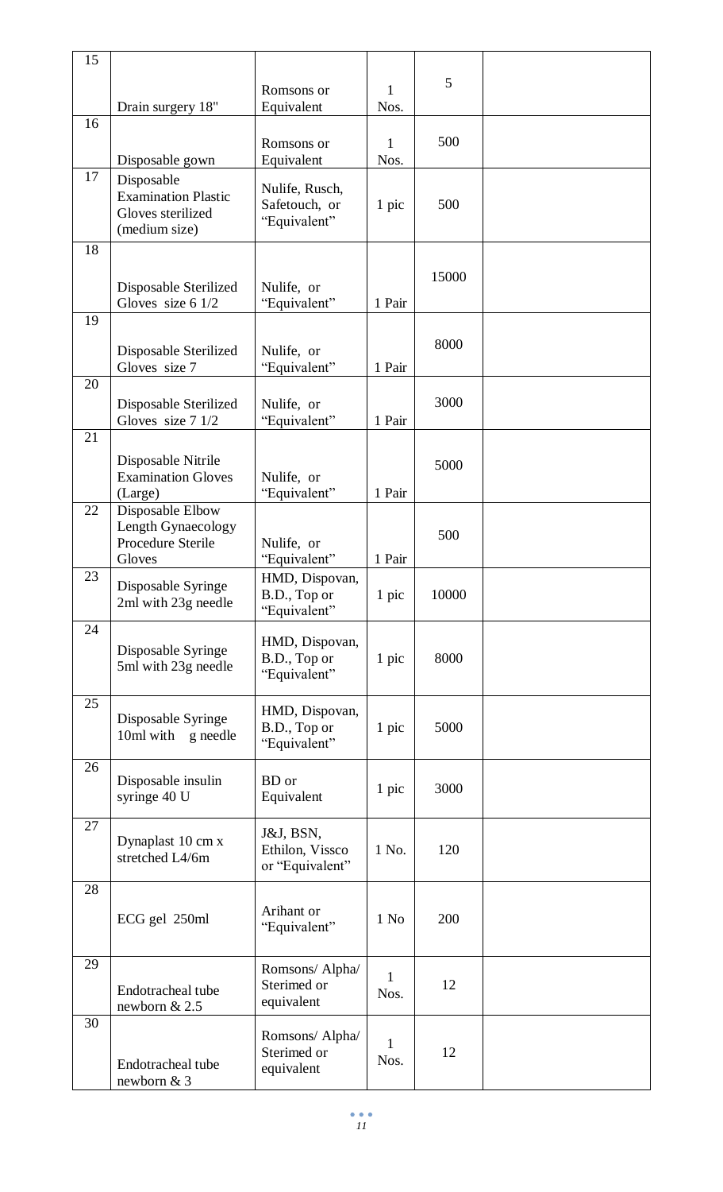| 15 | Drain surgery 18" | Romsons or Equivalent | 1 Nos. | 5 | |
|---|---|---|---|---|---|
| 16 | Disposable gown | Romsons or Equivalent | 1 Nos. | 500 | |
| 17 | Disposable Examination Plastic Gloves sterilized (medium size) | Nulife, Rusch, Safetouch, or "Equivalent" | 1 pic | 500 | |
| 18 | Disposable Sterilized Gloves size 6 1/2 | Nulife, or "Equivalent" | 1 Pair | 15000 | |
| 19 | Disposable Sterilized Gloves size 7 | Nulife, or "Equivalent" | 1 Pair | 8000 | |
| 20 | Disposable Sterilized Gloves size 7 1/2 | Nulife, or "Equivalent" | 1 Pair | 3000 | |
| 21 | Disposable Nitrile Examination Gloves (Large) | Nulife, or "Equivalent" | 1 Pair | 5000 | |
| 22 | Disposable Elbow Length Gynaecology Procedure Sterile Gloves | Nulife, or "Equivalent" | 1 Pair | 500 | |
| 23 | Disposable Syringe 2ml with 23g needle | HMD, Dispovan, B.D., Top or "Equivalent" | 1 pic | 10000 | |
| 24 | Disposable Syringe 5ml with 23g needle | HMD, Dispovan, B.D., Top or "Equivalent" | 1 pic | 8000 | |
| 25 | Disposable Syringe 10ml with g needle | HMD, Dispovan, B.D., Top or "Equivalent" | 1 pic | 5000 | |
| 26 | Disposable insulin syringe 40 U | BD or Equivalent | 1 pic | 3000 | |
| 27 | Dynaplast 10 cm x stretched L4/6m | J&J, BSN, Ethilon, Vissco or "Equivalent" | 1 No. | 120 | |
| 28 | ECG gel 250ml | Arihant or "Equivalent" | 1 No | 200 | |
| 29 | Endotracheal tube newborn & 2.5 | Romsons/ Alpha/ Sterimed or equivalent | 1 Nos. | 12 | |
| 30 | Endotracheal tube newborn & 3 | Romsons/ Alpha/ Sterimed or equivalent | 1 Nos. | 12 | |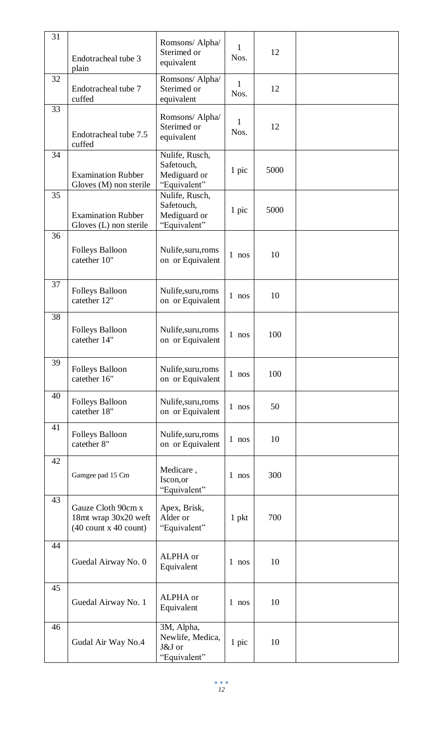| 31 | Endotracheal tube 3 plain | Romsons/ Alpha/ Sterimed or equivalent | 1 Nos. | 12 | |
|---|---|---|---|---|---|
| 32 | Endotracheal tube 7 cuffed | Romsons/ Alpha/ Sterimed or equivalent | 1 Nos. | 12 | |
| 33 | Endotracheal tube 7.5 cuffed | Romsons/ Alpha/ Sterimed or equivalent | 1 Nos. | 12 | |
| 34 | Examination Rubber Gloves (M) non sterile | Nulife, Rusch, Safetouch, Mediguard or "Equivalent" | 1 pic | 5000 | |
| 35 | Examination Rubber Gloves (L) non sterile | Nulife, Rusch, Safetouch, Mediguard or "Equivalent" | 1 pic | 5000 | |
| 36 | Folleys Balloon catether 10" | Nulife,suru,roms on or Equivalent | 1 nos | 10 | |
| 37 | Folleys Balloon catether 12" | Nulife,suru,roms on or Equivalent | 1 nos | 10 | |
| 38 | Folleys Balloon catether 14" | Nulife,suru,roms on or Equivalent | 1 nos | 100 | |
| 39 | Folleys Balloon catether 16" | Nulife,suru,roms on or Equivalent | 1 nos | 100 | |
| 40 | Folleys Balloon catether 18" | Nulife,suru,roms on or Equivalent | 1 nos | 50 | |
| 41 | Folleys Balloon catether 8" | Nulife,suru,roms on or Equivalent | 1 nos | 10 | |
| 42 | Gamgee pad 15 Cm | Medicare , Iscon,or "Equivalent" | 1 nos | 300 | |
| 43 | Gauze Cloth 90cm x 18mt wrap 30x20 weft (40 count x 40 count) | Apex, Brisk, Alder or "Equivalent" | 1 pkt | 700 | |
| 44 | Guedal Airway No. 0 | ALPHA or Equivalent | 1 nos | 10 | |
| 45 | Guedal Airway No. 1 | ALPHA or Equivalent | 1 nos | 10 | |
| 46 | Gudal Air Way No.4 | 3M, Alpha, Newlife, Medica, J&J or "Equivalent" | 1 pic | 10 | |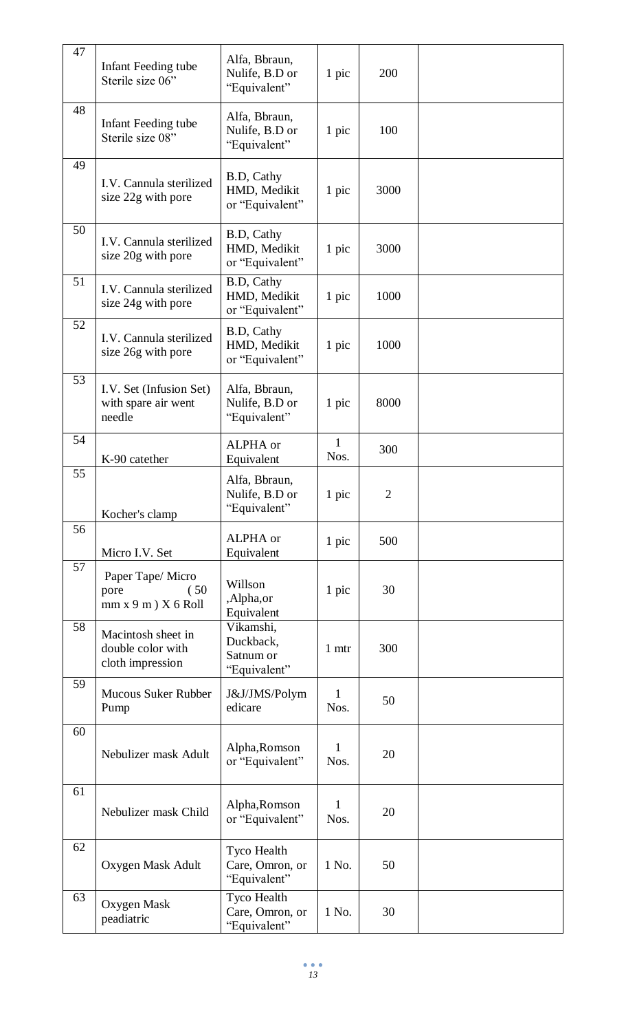| 47 | Infant Feeding tube Sterile size 06" | Alfa, Bbraun, Nulife, B.D or "Equivalent" | 1 pic | 200 | |
|---|---|---|---|---|---|
| 48 | Infant Feeding tube Sterile size 08" | Alfa, Bbraun, Nulife, B.D or "Equivalent" | 1 pic | 100 | |
| 49 | I.V. Cannula sterilized size 22g with pore | B.D, Cathy HMD, Medikit or "Equivalent" | 1 pic | 3000 | |
| 50 | I.V. Cannula sterilized size 20g with pore | B.D, Cathy HMD, Medikit or "Equivalent" | 1 pic | 3000 | |
| 51 | I.V. Cannula sterilized size 24g with pore | B.D, Cathy HMD, Medikit or "Equivalent" | 1 pic | 1000 | |
| 52 | I.V. Cannula sterilized size 26g with pore | B.D, Cathy HMD, Medikit or "Equivalent" | 1 pic | 1000 | |
| 53 | I.V. Set (Infusion Set) with spare air went needle | Alfa, Bbraun, Nulife, B.D or "Equivalent" | 1 pic | 8000 | |
| 54 | K-90 catether | ALPHA or Equivalent | 1 Nos. | 300 | |
| 55 | Kocher's clamp | Alfa, Bbraun, Nulife, B.D or "Equivalent" | 1 pic | 2 | |
| 56 | Micro I.V. Set | ALPHA or Equivalent | 1 pic | 500 | |
| 57 | Paper Tape/ Micro pore (50 mm x 9 m ) X 6 Roll | Willson ,Alpha,or Equivalent | 1 pic | 30 | |
| 58 | Macintosh sheet in double color with cloth impression | Vikamshi, Duckback, Satnum or "Equivalent" | 1 mtr | 300 | |
| 59 | Mucous Suker Rubber Pump | J&J/JMS/Polymedicare | 1 Nos. | 50 | |
| 60 | Nebulizer mask Adult | Alpha,Romson or "Equivalent" | 1 Nos. | 20 | |
| 61 | Nebulizer mask Child | Alpha,Romson or "Equivalent" | 1 Nos. | 20 | |
| 62 | Oxygen Mask Adult | Tyco Health Care, Omron, or "Equivalent" | 1 No. | 50 | |
| 63 | Oxygen Mask peadiatric | Tyco Health Care, Omron, or "Equivalent" | 1 No. | 30 | |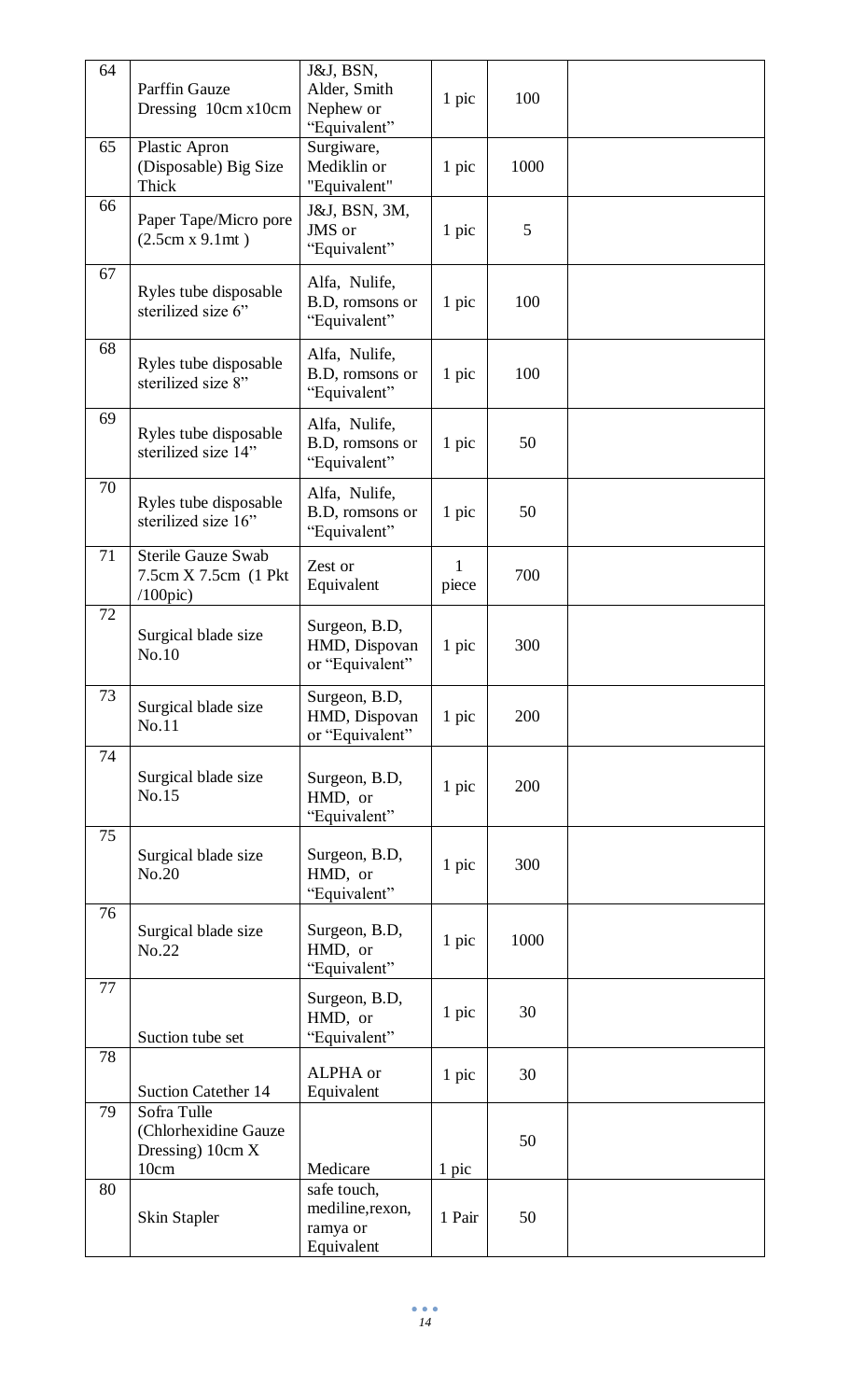| 64 | Parffin Gauze Dressing 10cm x10cm | J&J, BSN, Alder, Smith Nephew or "Equivalent" | 1 pic | 100 | |
|---|---|---|---|---|---|
| 65 | Plastic Apron (Disposable) Big Size Thick | Surgiware, Mediklin or "Equivalent" | 1 pic | 1000 | |
| 66 | Paper Tape/Micro pore (2.5cm x 9.1mt ) | J&J, BSN, 3M, JMS or "Equivalent" | 1 pic | 5 | |
| 67 | Ryles tube disposable sterilized size 6" | Alfa, Nulife, B.D, romsons or "Equivalent" | 1 pic | 100 | |
| 68 | Ryles tube disposable sterilized size 8" | Alfa, Nulife, B.D, romsons or "Equivalent" | 1 pic | 100 | |
| 69 | Ryles tube disposable sterilized size 14" | Alfa, Nulife, B.D, romsons or "Equivalent" | 1 pic | 50 | |
| 70 | Ryles tube disposable sterilized size 16" | Alfa, Nulife, B.D, romsons or "Equivalent" | 1 pic | 50 | |
| 71 | Sterile Gauze Swab 7.5cm X 7.5cm (1 Pkt /100pic) | Zest or Equivalent | 1 piece | 700 | |
| 72 | Surgical blade size No.10 | Surgeon, B.D, HMD, Dispovan or "Equivalent" | 1 pic | 300 | |
| 73 | Surgical blade size No.11 | Surgeon, B.D, HMD, Dispovan or "Equivalent" | 1 pic | 200 | |
| 74 | Surgical blade size No.15 | Surgeon, B.D, HMD, or "Equivalent" | 1 pic | 200 | |
| 75 | Surgical blade size No.20 | Surgeon, B.D, HMD, or "Equivalent" | 1 pic | 300 | |
| 76 | Surgical blade size No.22 | Surgeon, B.D, HMD, or "Equivalent" | 1 pic | 1000 | |
| 77 | Suction tube set | Surgeon, B.D, HMD, or "Equivalent" | 1 pic | 30 | |
| 78 | Suction Catether 14 | ALPHA or Equivalent | 1 pic | 30 | |
| 79 | Sofra Tulle (Chlorhexidine Gauze Dressing) 10cm X 10cm | Medicare | 1 pic | 50 | |
| 80 | Skin Stapler | safe touch, mediline,rexon, ramya or Equivalent | 1 Pair | 50 | |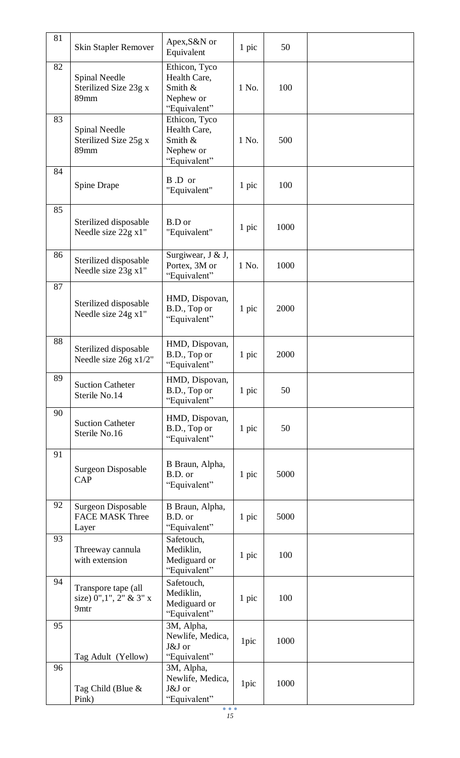| 81 | Skin Stapler Remover | Apex,S&N or Equivalent | 1 pic | 50 | |
|---|---|---|---|---|---|
| 82 | Spinal Needle Sterilized Size 23g x 89mm | Ethicon, Tyco Health Care, Smith & Nephew or "Equivalent" | 1 No. | 100 | |
| 83 | Spinal Needle Sterilized Size 25g x 89mm | Ethicon, Tyco Health Care, Smith & Nephew or "Equivalent" | 1 No. | 500 | |
| 84 | Spine Drape | B .D or "Equivalent" | 1 pic | 100 | |
| 85 | Sterilized disposable Needle size 22g x1" | B.D or "Equivalent" | 1 pic | 1000 | |
| 86 | Sterilized disposable Needle size 23g x1" | Surgiwear, J & J, Portex, 3M or "Equivalent" | 1 No. | 1000 | |
| 87 | Sterilized disposable Needle size 24g x1" | HMD, Dispovan, B.D., Top or "Equivalent" | 1 pic | 2000 | |
| 88 | Sterilized disposable Needle size 26g x1/2" | HMD, Dispovan, B.D., Top or "Equivalent" | 1 pic | 2000 | |
| 89 | Suction Catheter Sterile No.14 | HMD, Dispovan, B.D., Top or "Equivalent" | 1 pic | 50 | |
| 90 | Suction Catheter Sterile No.16 | HMD, Dispovan, B.D., Top or "Equivalent" | 1 pic | 50 | |
| 91 | Surgeon Disposable CAP | B Braun, Alpha, B.D. or "Equivalent" | 1 pic | 5000 | |
| 92 | Surgeon Disposable FACE MASK Three Layer | B Braun, Alpha, B.D. or "Equivalent" | 1 pic | 5000 | |
| 93 | Threeway cannula with extension | Safetouch, Mediklin, Mediguard or "Equivalent" | 1 pic | 100 | |
| 94 | Transpore tape (all size) 0",1", 2" & 3" x 9mtr | Safetouch, Mediklin, Mediguard or "Equivalent" | 1 pic | 100 | |
| 95 | Tag Adult (Yellow) | 3M, Alpha, Newlife, Medica, J&J or "Equivalent" | 1pic | 1000 | |
| 96 | Tag Child (Blue & Pink) | 3M, Alpha, Newlife, Medica, J&J or "Equivalent" | 1pic | 1000 | |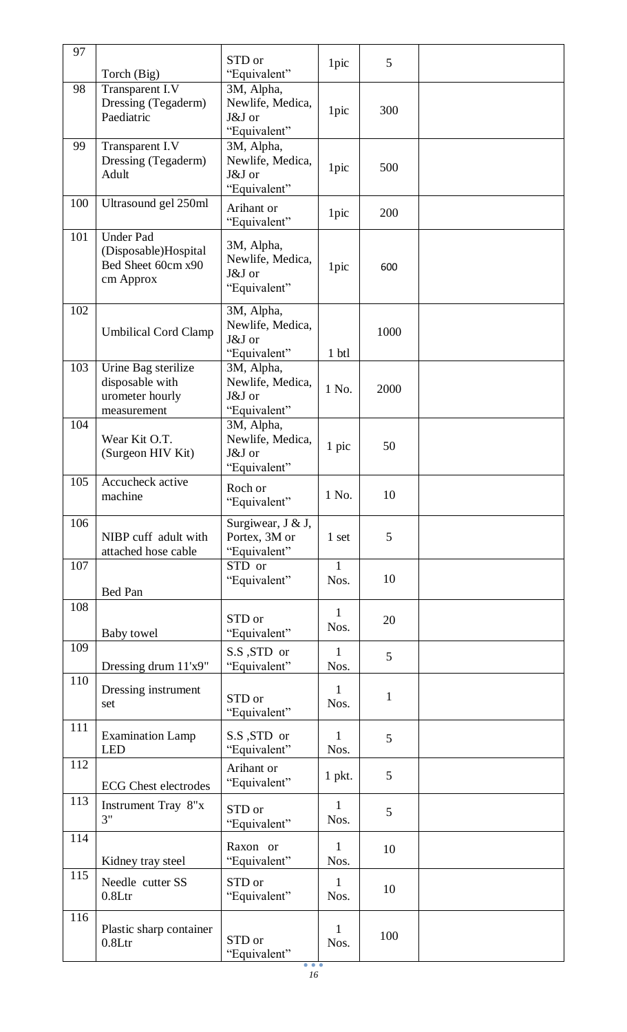| 97 | Torch (Big) | STD or "Equivalent" | 1pic | 5 | |
|---|---|---|---|---|---|
| 98 | Transparent I.V Dressing (Tegaderm) Paediatric | 3M, Alpha, Newlife, Medica, J&J or "Equivalent" | 1pic | 300 | |
| 99 | Transparent I.V Dressing (Tegaderm) Adult | 3M, Alpha, Newlife, Medica, J&J or "Equivalent" | 1pic | 500 | |
| 100 | Ultrasound gel 250ml | Arihant or "Equivalent" | 1pic | 200 | |
| 101 | Under Pad (Disposable)Hospital Bed Sheet 60cm x90 cm Approx | 3M, Alpha, Newlife, Medica, J&J or "Equivalent" | 1pic | 600 | |
| 102 | Umbilical Cord Clamp | 3M, Alpha, Newlife, Medica, J&J or "Equivalent" | 1 btl | 1000 | |
| 103 | Urine Bag sterilize disposable with urometer hourly measurement | 3M, Alpha, Newlife, Medica, J&J or "Equivalent" | 1 No. | 2000 | |
| 104 | Wear Kit O.T. (Surgeon HIV Kit) | 3M, Alpha, Newlife, Medica, J&J or "Equivalent" | 1 pic | 50 | |
| 105 | Accucheck active machine | Roch or "Equivalent" | 1 No. | 10 | |
| 106 | NIBP cuff adult with attached hose cable | Surgiwear, J & J, Portex, 3M or "Equivalent" | 1 set | 5 | |
| 107 | Bed Pan | STD or "Equivalent" | 1 Nos. | 10 | |
| 108 | Baby towel | STD or "Equivalent" | 1 Nos. | 20 | |
| 109 | Dressing drum 11'x9" | S.S ,STD or "Equivalent" | 1 Nos. | 5 | |
| 110 | Dressing instrument set | STD or "Equivalent" | 1 Nos. | 1 | |
| 111 | Examination Lamp LED | S.S ,STD or "Equivalent" | 1 Nos. | 5 | |
| 112 | ECG Chest electrodes | Arihant or "Equivalent" | 1 pkt. | 5 | |
| 113 | Instrument Tray 8"x 3" | STD or "Equivalent" | 1 Nos. | 5 | |
| 114 | Kidney tray steel | Raxon or "Equivalent" | 1 Nos. | 10 | |
| 115 | Needle cutter SS 0.8Ltr | STD or "Equivalent" | 1 Nos. | 10 | |
| 116 | Plastic sharp container 0.8Ltr | STD or "Equivalent" | 1 Nos. | 100 | |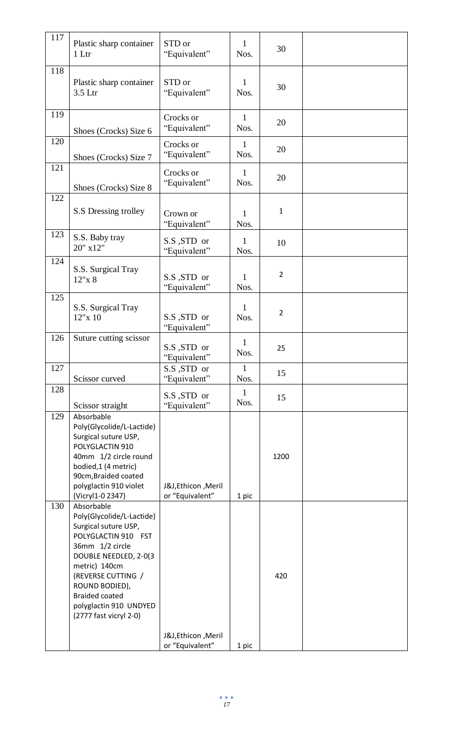| 117 | Plastic sharp container 1 Ltr | STD or "Equivalent" | 1 Nos. | 30 | |
|---|---|---|---|---|---|
| 118 | Plastic sharp container 3.5 Ltr | STD or "Equivalent" | 1 Nos. | 30 | |
| 119 | Shoes (Crocks) Size 6 | Crocks or "Equivalent" | 1 Nos. | 20 | |
| 120 | Shoes (Crocks) Size 7 | Crocks or "Equivalent" | 1 Nos. | 20 | |
| 121 | Shoes (Crocks) Size 8 | Crocks or "Equivalent" | 1 Nos. | 20 | |
| 122 | S.S Dressing trolley | Crown or "Equivalent" | 1 Nos. | 1 | |
| 123 | S.S. Baby tray 20" x12" | S.S ,STD or "Equivalent" | 1 Nos. | 10 | |
| 124 | S.S. Surgical Tray 12"x 8 | S.S ,STD or "Equivalent" | 1 Nos. | 2 | |
| 125 | S.S. Surgical Tray 12"x 10 | S.S ,STD or "Equivalent" | 1 Nos. | 2 | |
| 126 | Suture cutting scissor | S.S ,STD or "Equivalent" | 1 Nos. | 25 | |
| 127 | Scissor curved | S.S ,STD or "Equivalent" | 1 Nos. | 15 | |
| 128 | Scissor straight | S.S ,STD or "Equivalent" | 1 Nos. | 15 | |
| 129 | Absorbable Poly(Glycolide/L-Lactide) Surgical suture USP, POLYGLACTIN 910 40mm 1/2 circle round bodied,1 (4 metric) 90cm,Braided coated polyglactin 910 violet (Vicryl1-0 2347) | J&J,Ethicon ,Meril or "Equivalent" | 1 pic | 1200 | |
| 130 | Absorbable Poly(Glycolide/L-Lactide) Surgical suture USP, POLYGLACTIN 910 FST 36mm 1/2 circle DOUBLE NEEDLED, 2-0(3 metric) 140cm (REVERSE CUTTING / ROUND BODIED), Braided coated polyglactin 910 UNDYED (2777 fast vicryl 2-0) | J&J,Ethicon ,Meril or "Equivalent" | 1 pic | 420 | |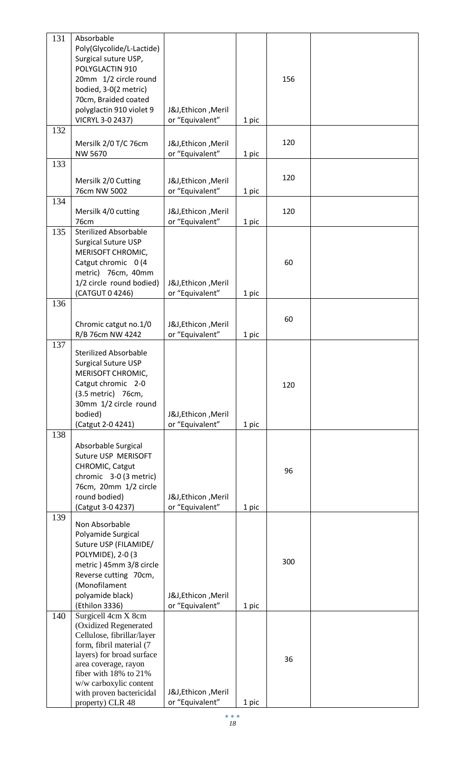| 131 | Absorbable Poly(Glycolide/L-Lactide) Surgical suture USP, POLYGLACTIN 910 20mm 1/2 circle round bodied, 3-0(2 metric) 70cm, Braided coated polyglactin 910 violet 9 VICRYL 3-0 2437) | J&J,Ethicon ,Meril or "Equivalent" | 1 pic | 156 | |
|---|---|---|---|---|---|
| 132 | Mersilk 2/0 T/C 76cm NW 5670 | J&J,Ethicon ,Meril or "Equivalent" | 1 pic | 120 | |
| 133 | Mersilk 2/0 Cutting 76cm NW 5002 | J&J,Ethicon ,Meril or "Equivalent" | 1 pic | 120 | |
| 134 | Mersilk 4/0 cutting 76cm | J&J,Ethicon ,Meril or "Equivalent" | 1 pic | 120 | |
| 135 | Sterilized Absorbable Surgical Suture USP MERISOFT CHROMIC, Catgut chromic 0 (4 metric) 76cm, 40mm 1/2 circle round bodied) (CATGUT 0 4246) | J&J,Ethicon ,Meril or "Equivalent" | 1 pic | 60 | |
| 136 | Chromic catgut no.1/0 R/B 76cm NW 4242 | J&J,Ethicon ,Meril or "Equivalent" | 1 pic | 60 | |
| 137 | Sterilized Absorbable Surgical Suture USP MERISOFT CHROMIC, Catgut chromic 2-0 (3.5 metric) 76cm, 30mm 1/2 circle round bodied) (Catgut 2-0 4241) | J&J,Ethicon ,Meril or "Equivalent" | 1 pic | 120 | |
| 138 | Absorbable Surgical Suture USP MERISOFT CHROMIC, Catgut chromic 3-0 (3 metric) 76cm, 20mm 1/2 circle round bodied) (Catgut 3-0 4237) | J&J,Ethicon ,Meril or "Equivalent" | 1 pic | 96 | |
| 139 | Non Absorbable Polyamide Surgical Suture USP (FILAMIDE/ POLYMIDE), 2-0 (3 metric ) 45mm 3/8 circle Reverse cutting 70cm, (Monofilament polyamide black) (Ethilon 3336) | J&J,Ethicon ,Meril or "Equivalent" | 1 pic | 300 | |
| 140 | Surgicell 4cm X 8cm (Oxidized Regenerated Cellulose, fibrillar/layer form, fibril material (7 layers) for broad surface area coverage, rayon fiber with 18% to 21% w/w carboxylic content with proven bactericidal property) CLR 48 | J&J,Ethicon ,Meril or "Equivalent" | 1 pic | 36 | |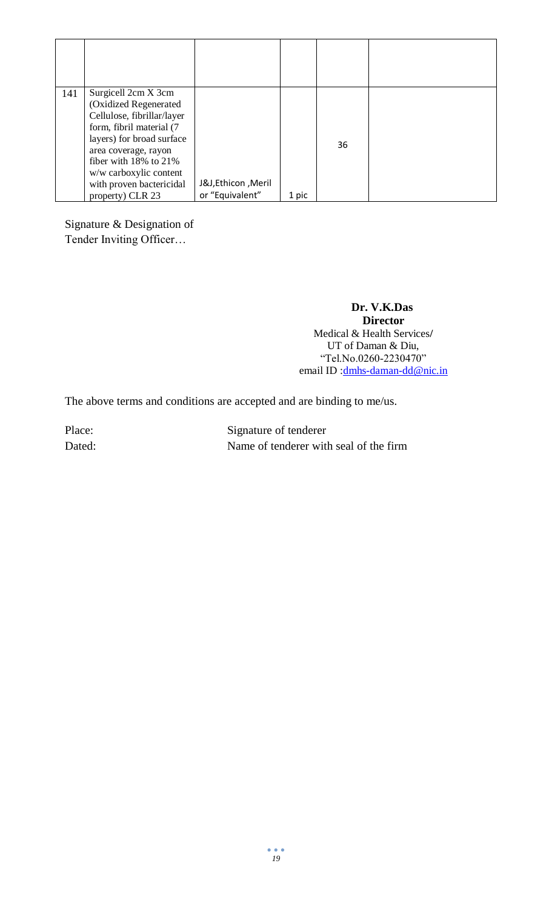| | | | | | |
|---|---|---|---|---|---|
| | | | | | |
| 141 | Surgicell 2cm X 3cm (Oxidized Regenerated Cellulose, fibrillar/layer form, fibril material (7 layers) for broad surface area coverage, rayon fiber with 18% to 21% w/w carboxylic content with proven bactericidal property) CLR 23 | J&J,Ethicon ,Meril or "Equivalent" | 1 pic | 36 | |

Signature & Designation of
Tender Inviting Officer…

**Dr. V.K.Das**
**Director**
Medical & Health Services/
UT of Daman & Diu,
"Tel.No.0260-2230470"
email ID :dmhs-daman-dd@nic.in

The above terms and conditions are accepted and are binding to me/us.

Place: Signature of tenderer
Dated: Name of tenderer with seal of the firm